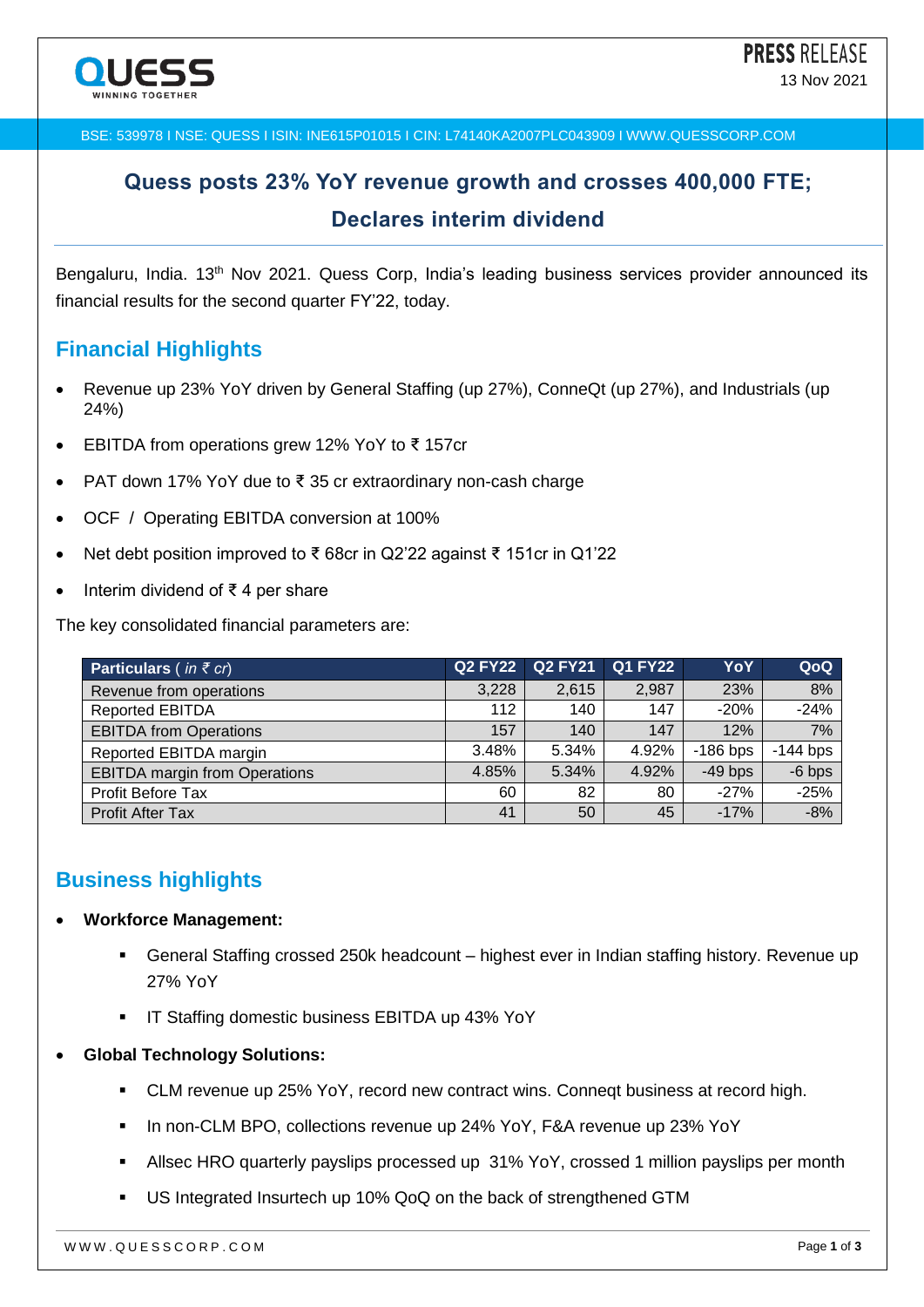PRESS RELEASE

13 Nov 2021

BSE: 539978 I NSE: QUESS I ISIN: INE615P01015 I CIN: L74140KA2007PLC043909 I WWW.QUESSCORP.COM

# Quess posts 23% YoY revenue growth and crosses 400,000 FTE; Declares interim dividend

Bengaluru, India. 13th Nov 2021. Quess Corp, India's leading business services provider announced its financial results for the second quarter FY'22, today.

## Financial Highlights

- Revenue up 23% YoY driven by General Staffing (up 27%), ConneQt (up 27%), and Industrials (up 24%)
- EBITDA from operations grew 12% YoY to ₹ 157cr
- PAT down 17% YoY due to ₹ 35 cr extraordinary non-cash charge
- OCF / Operating EBITDA conversion at 100%
- Net debt position improved to ₹ 68cr in Q2'22 against ₹ 151cr in Q1'22
- Interim dividend of ₹ 4 per share

The key consolidated financial parameters are:

| Particulars ( *in ₹ cr*) | Q2 FY22 | Q2 FY21 | Q1 FY22 | YoY | QoQ |
|---|---|---|---|---|---|
| Revenue from operations | 3,228 | 2,615 | 2,987 | 23% | 8% |
| Reported EBITDA | 112 | 140 | 147 | -20% | -24% |
| EBITDA from Operations | 157 | 140 | 147 | 12% | 7% |
| Reported EBITDA margin | 3.48% | 5.34% | 4.92% | -186 bps | -144 bps |
| EBITDA margin from Operations | 4.85% | 5.34% | 4.92% | -49 bps | -6 bps |
| Profit Before Tax | 60 | 82 | 80 | -27% | -25% |
| Profit After Tax | 41 | 50 | 45 | -17% | -8% |

## Business highlights

- **Workforce Management:**
  - General Staffing crossed 250k headcount – highest ever in Indian staffing history. Revenue up 27% YoY
  - IT Staffing domestic business EBITDA up 43% YoY
- **Global Technology Solutions:**
  - CLM revenue up 25% YoY, record new contract wins. Conneqt business at record high.
  - In non-CLM BPO, collections revenue up 24% YoY, F&A revenue up 23% YoY
  - Allsec HRO quarterly payslips processed up 31% YoY, crossed 1 million payslips per month
  - US Integrated Insurtech up 10% QoQ on the back of strengthened GTM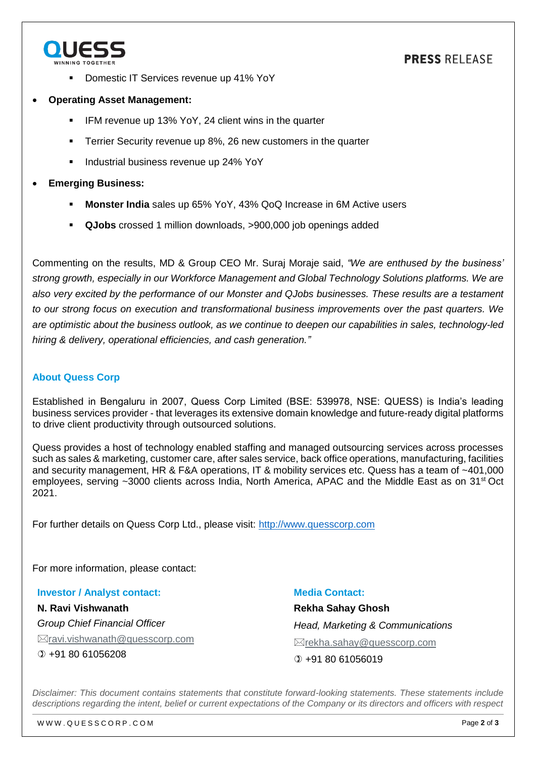- Domestic IT Services revenue up 41% YoY

- **Operating Asset Management:**
  - IFM revenue up 13% YoY, 24 client wins in the quarter
  - Terrier Security revenue up 8%, 26 new customers in the quarter
  - Industrial business revenue up 24% YoY

- **Emerging Business:**
  - **Monster India** sales up 65% YoY, 43% QoQ Increase in 6M Active users
  - **QJobs** crossed 1 million downloads, >900,000 job openings added

Commenting on the results, MD & Group CEO Mr. Suraj Moraje said, *"We are enthused by the business' strong growth, especially in our Workforce Management and Global Technology Solutions platforms. We are also very excited by the performance of our Monster and QJobs businesses. These results are a testament to our strong focus on execution and transformational business improvements over the past quarters. We are optimistic about the business outlook, as we continue to deepen our capabilities in sales, technology-led hiring & delivery, operational efficiencies, and cash generation."*

## About Quess Corp

Established in Bengaluru in 2007, Quess Corp Limited (BSE: 539978, NSE: QUESS) is India's leading business services provider - that leverages its extensive domain knowledge and future-ready digital platforms to drive client productivity through outsourced solutions.

Quess provides a host of technology enabled staffing and managed outsourcing services across processes such as sales & marketing, customer care, after sales service, back office operations, manufacturing, facilities and security management, HR & F&A operations, IT & mobility services etc. Quess has a team of ~401,000 employees, serving ~3000 clients across India, North America, APAC and the Middle East as on 31st Oct 2021.

For further details on Quess Corp Ltd., please visit: http://www.quesscorp.com

For more information, please contact:

**Investor / Analyst contact:**

**N. Ravi Vishwanath**
*Group Chief Financial Officer*
ravi.vishwanath@quesscorp.com
+91 80 61056208

**Media Contact:**

**Rekha Sahay Ghosh**
*Head, Marketing & Communications*
rekha.sahay@quesscorp.com
+91 80 61056019

*Disclaimer: This document contains statements that constitute forward-looking statements. These statements include descriptions regarding the intent, belief or current expectations of the Company or its directors and officers with respect*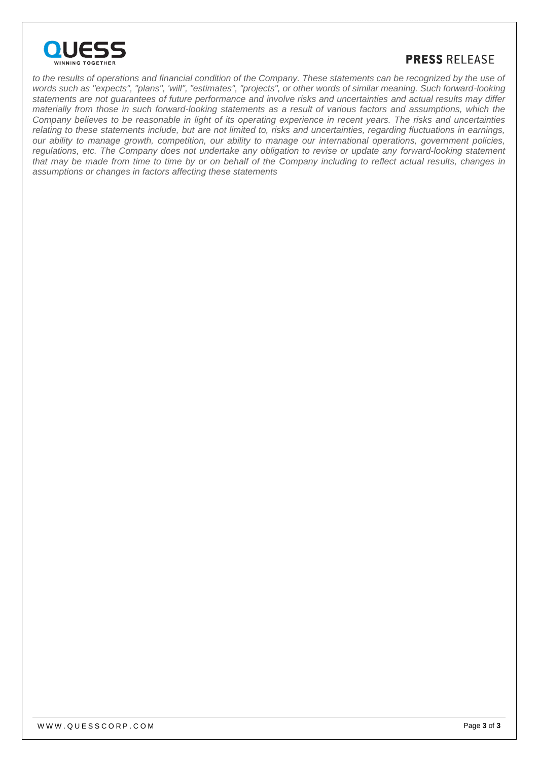*to the results of operations and financial condition of the Company. These statements can be recognized by the use of words such as "expects", "plans", 'will", "estimates", "projects", or other words of similar meaning. Such forward-looking statements are not guarantees of future performance and involve risks and uncertainties and actual results may differ materially from those in such forward-looking statements as a result of various factors and assumptions, which the Company believes to be reasonable in light of its operating experience in recent years. The risks and uncertainties relating to these statements include, but are not limited to, risks and uncertainties, regarding fluctuations in earnings, our ability to manage growth, competition, our ability to manage our international operations, government policies, regulations, etc. The Company does not undertake any obligation to revise or update any forward-looking statement that may be made from time to time by or on behalf of the Company including to reflect actual results, changes in assumptions or changes in factors affecting these statements*